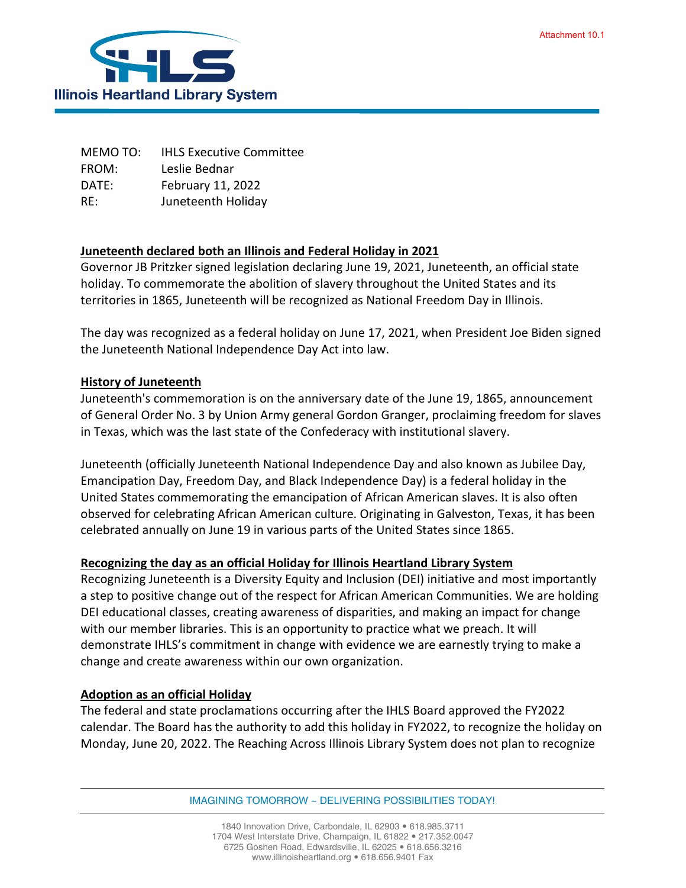Attachment 10.1

**Illinois Heartland Library System**

MEMO TO: IHLS Executive Committee
FROM: Leslie Bednar
DATE: February 11, 2022
RE: Juneteenth Holiday

## Juneteenth declared both an Illinois and Federal Holiday in 2021

Governor JB Pritzker signed legislation declaring June 19, 2021, Juneteenth, an official state holiday. To commemorate the abolition of slavery throughout the United States and its territories in 1865, Juneteenth will be recognized as National Freedom Day in Illinois.

The day was recognized as a federal holiday on June 17, 2021, when President Joe Biden signed the Juneteenth National Independence Day Act into law.

## History of Juneteenth

Juneteenth's commemoration is on the anniversary date of the June 19, 1865, announcement of General Order No. 3 by Union Army general Gordon Granger, proclaiming freedom for slaves in Texas, which was the last state of the Confederacy with institutional slavery.

Juneteenth (officially Juneteenth National Independence Day and also known as Jubilee Day, Emancipation Day, Freedom Day, and Black Independence Day) is a federal holiday in the United States commemorating the emancipation of African American slaves. It is also often observed for celebrating African American culture. Originating in Galveston, Texas, it has been celebrated annually on June 19 in various parts of the United States since 1865.

## Recognizing the day as an official Holiday for Illinois Heartland Library System

Recognizing Juneteenth is a Diversity Equity and Inclusion (DEI) initiative and most importantly a step to positive change out of the respect for African American Communities. We are holding DEI educational classes, creating awareness of disparities, and making an impact for change with our member libraries. This is an opportunity to practice what we preach. It will demonstrate IHLS's commitment in change with evidence we are earnestly trying to make a change and create awareness within our own organization.

## Adoption as an official Holiday

The federal and state proclamations occurring after the IHLS Board approved the FY2022 calendar. The Board has the authority to add this holiday in FY2022, to recognize the holiday on Monday, June 20, 2022. The Reaching Across Illinois Library System does not plan to recognize

IMAGINING TOMORROW ~ DELIVERING POSSIBILITIES TODAY!

1840 Innovation Drive, Carbondale, IL 62903 • 618.985.3711
1704 West Interstate Drive, Champaign, IL 61822 • 217.352.0047
6725 Goshen Road, Edwardsville, IL 62025 • 618.656.3216
www.illinoisheartland.org • 618.656.9401 Fax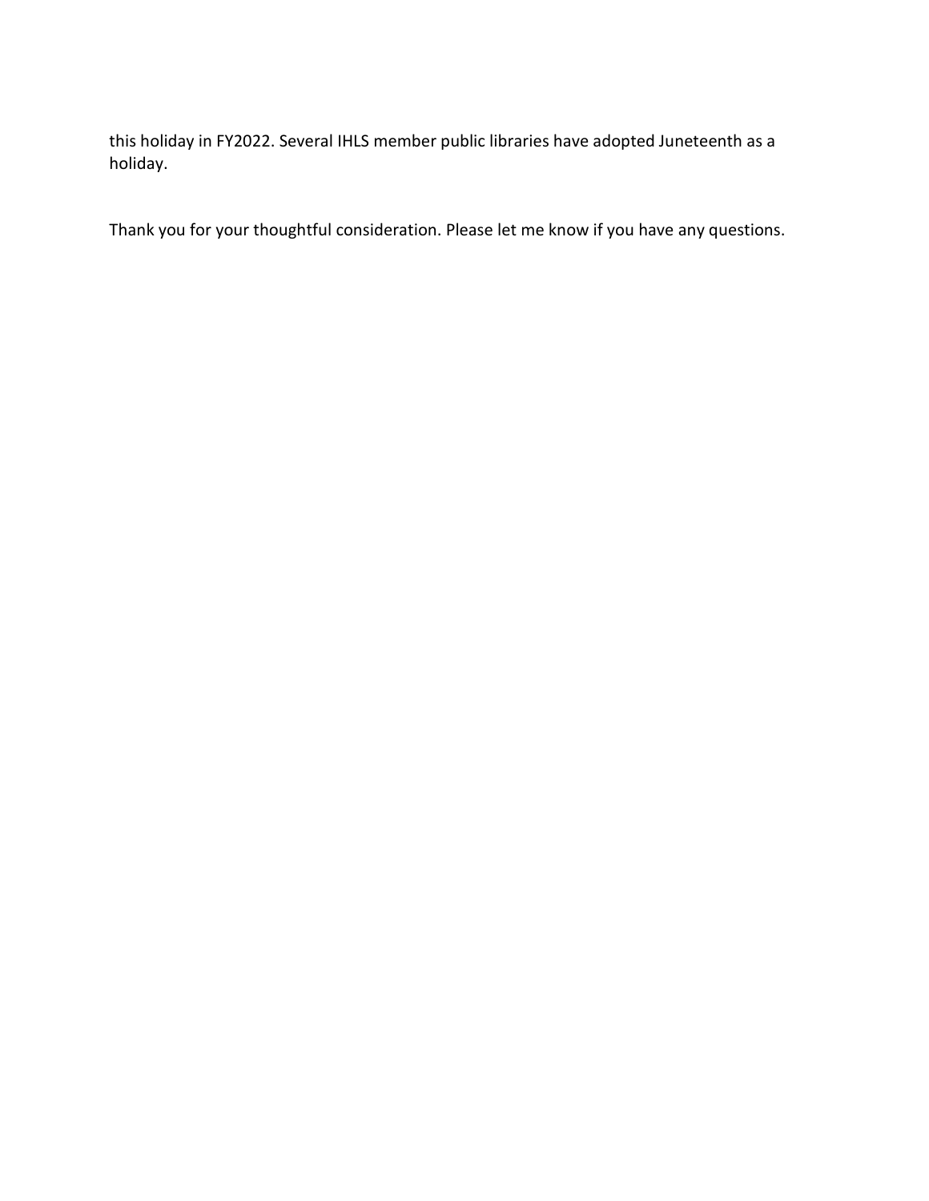this holiday in FY2022. Several IHLS member public libraries have adopted Juneteenth as a holiday.

Thank you for your thoughtful consideration. Please let me know if you have any questions.